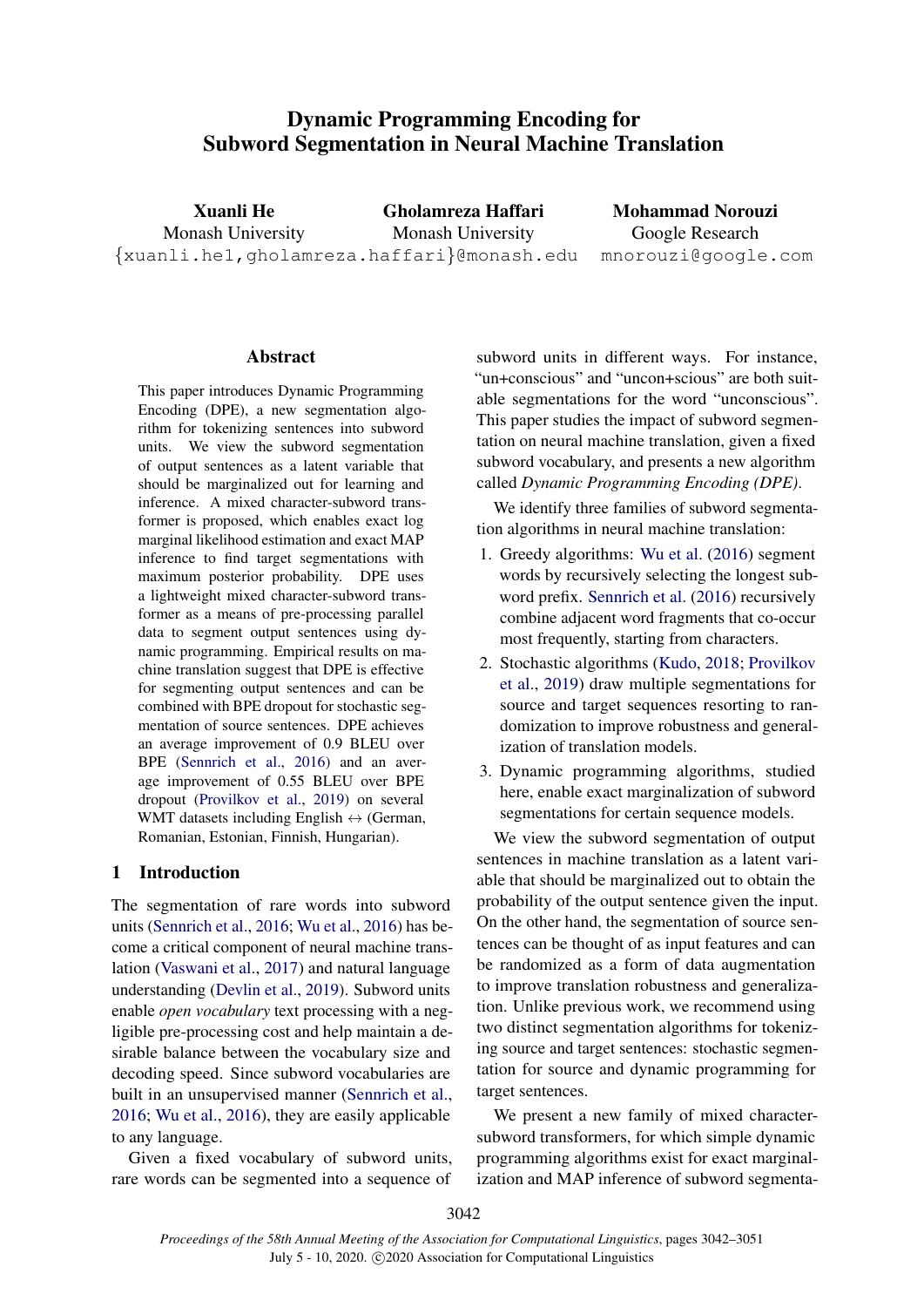# Dynamic Programming Encoding for Subword Segmentation in Neural Machine Translation

**Xuanli He**
Monash University

**Gholamreza Haffari**
Monash University

{xuanli.he1,gholamreza.haffari}@monash.edu

**Mohammad Norouzi**
Google Research
mnorouzi@google.com

## Abstract

This paper introduces Dynamic Programming Encoding (DPE), a new segmentation algorithm for tokenizing sentences into subword units. We view the subword segmentation of output sentences as a latent variable that should be marginalized out for learning and inference. A mixed character-subword transformer is proposed, which enables exact log marginal likelihood estimation and exact MAP inference to find target segmentations with maximum posterior probability. DPE uses a lightweight mixed character-subword transformer as a means of pre-processing parallel data to segment output sentences using dynamic programming. Empirical results on machine translation suggest that DPE is effective for segmenting output sentences and can be combined with BPE dropout for stochastic segmentation of source sentences. DPE achieves an average improvement of 0.9 BLEU over BPE (Sennrich et al., 2016) and an average improvement of 0.55 BLEU over BPE dropout (Provilkov et al., 2019) on several WMT datasets including English ↔ (German, Romanian, Estonian, Finnish, Hungarian).

## 1 Introduction

The segmentation of rare words into subword units (Sennrich et al., 2016; Wu et al., 2016) has become a critical component of neural machine translation (Vaswani et al., 2017) and natural language understanding (Devlin et al., 2019). Subword units enable *open vocabulary* text processing with a negligible pre-processing cost and help maintain a desirable balance between the vocabulary size and decoding speed. Since subword vocabularies are built in an unsupervised manner (Sennrich et al., 2016; Wu et al., 2016), they are easily applicable to any language.

Given a fixed vocabulary of subword units, rare words can be segmented into a sequence of subword units in different ways. For instance, "un+conscious" and "uncon+scious" are both suitable segmentations for the word "unconscious". This paper studies the impact of subword segmentation on neural machine translation, given a fixed subword vocabulary, and presents a new algorithm called *Dynamic Programming Encoding (DPE)*.

We identify three families of subword segmentation algorithms in neural machine translation:

1. Greedy algorithms: Wu et al. (2016) segment words by recursively selecting the longest subword prefix. Sennrich et al. (2016) recursively combine adjacent word fragments that co-occur most frequently, starting from characters.
2. Stochastic algorithms (Kudo, 2018; Provilkov et al., 2019) draw multiple segmentations for source and target sequences resorting to randomization to improve robustness and generalization of translation models.
3. Dynamic programming algorithms, studied here, enable exact marginalization of subword segmentations for certain sequence models.

We view the subword segmentation of output sentences in machine translation as a latent variable that should be marginalized out to obtain the probability of the output sentence given the input. On the other hand, the segmentation of source sentences can be thought of as input features and can be randomized as a form of data augmentation to improve translation robustness and generalization. Unlike previous work, we recommend using two distinct segmentation algorithms for tokenizing source and target sentences: stochastic segmentation for source and dynamic programming for target sentences.

We present a new family of mixed character-subword transformers, for which simple dynamic programming algorithms exist for exact marginalization and MAP inference of subword segmenta-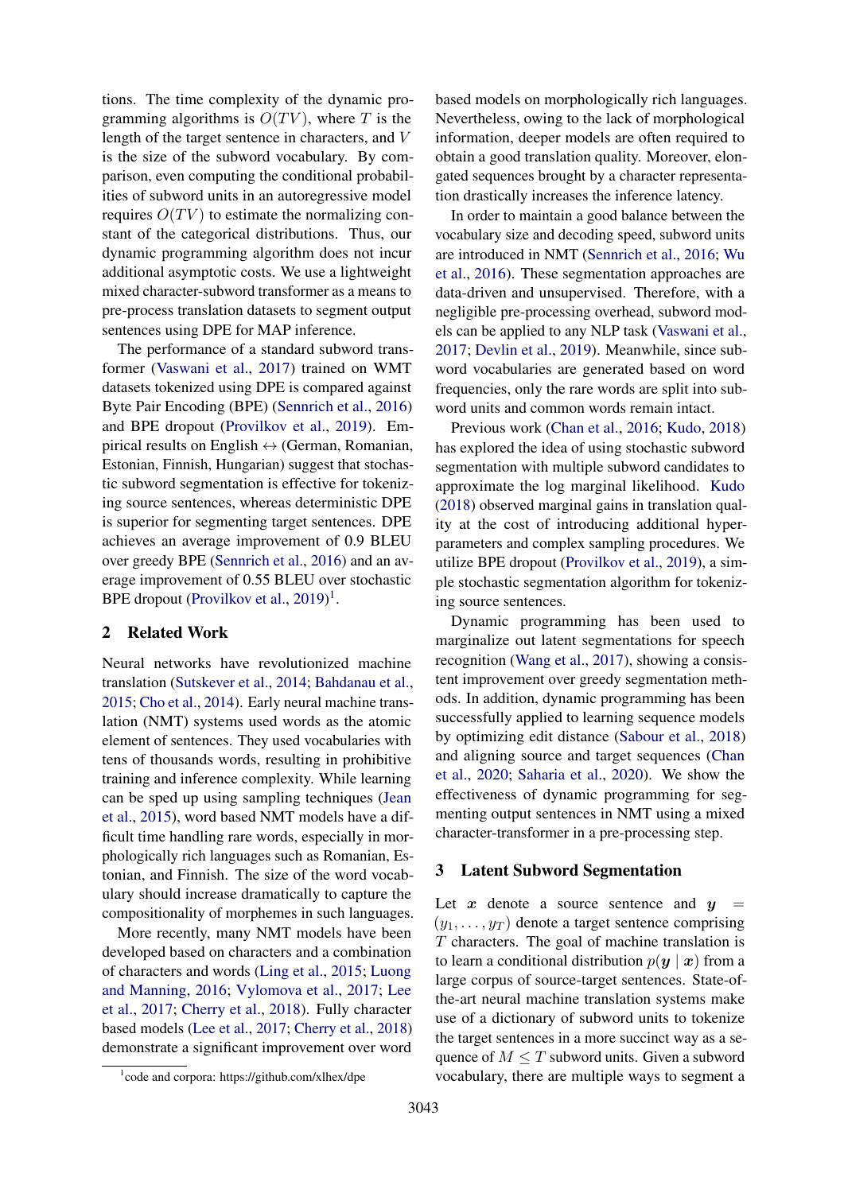tions. The time complexity of the dynamic programming algorithms is $O(TV)$, where $T$ is the length of the target sentence in characters, and $V$ is the size of the subword vocabulary. By comparison, even computing the conditional probabilities of subword units in an autoregressive model requires $O(TV)$ to estimate the normalizing constant of the categorical distributions. Thus, our dynamic programming algorithm does not incur additional asymptotic costs. We use a lightweight mixed character-subword transformer as a means to pre-process translation datasets to segment output sentences using DPE for MAP inference.

The performance of a standard subword transformer (Vaswani et al., 2017) trained on WMT datasets tokenized using DPE is compared against Byte Pair Encoding (BPE) (Sennrich et al., 2016) and BPE dropout (Provilkov et al., 2019). Empirical results on English ↔ (German, Romanian, Estonian, Finnish, Hungarian) suggest that stochastic subword segmentation is effective for tokenizing source sentences, whereas deterministic DPE is superior for segmenting target sentences. DPE achieves an average improvement of 0.9 BLEU over greedy BPE (Sennrich et al., 2016) and an average improvement of 0.55 BLEU over stochastic BPE dropout (Provilkov et al., 2019)[1].

## 2 Related Work

Neural networks have revolutionized machine translation (Sutskever et al., 2014; Bahdanau et al., 2015; Cho et al., 2014). Early neural machine translation (NMT) systems used words as the atomic element of sentences. They used vocabularies with tens of thousands words, resulting in prohibitive training and inference complexity. While learning can be sped up using sampling techniques (Jean et al., 2015), word based NMT models have a difficult time handling rare words, especially in morphologically rich languages such as Romanian, Estonian, and Finnish. The size of the word vocabulary should increase dramatically to capture the compositionality of morphemes in such languages.

More recently, many NMT models have been developed based on characters and a combination of characters and words (Ling et al., 2015; Luong and Manning, 2016; Vylomova et al., 2017; Lee et al., 2017; Cherry et al., 2018). Fully character based models (Lee et al., 2017; Cherry et al., 2018) demonstrate a significant improvement over word based models on morphologically rich languages. Nevertheless, owing to the lack of morphological information, deeper models are often required to obtain a good translation quality. Moreover, elongated sequences brought by a character representation drastically increases the inference latency.

In order to maintain a good balance between the vocabulary size and decoding speed, subword units are introduced in NMT (Sennrich et al., 2016; Wu et al., 2016). These segmentation approaches are data-driven and unsupervised. Therefore, with a negligible pre-processing overhead, subword models can be applied to any NLP task (Vaswani et al., 2017; Devlin et al., 2019). Meanwhile, since subword vocabularies are generated based on word frequencies, only the rare words are split into subword units and common words remain intact.

Previous work (Chan et al., 2016; Kudo, 2018) has explored the idea of using stochastic subword segmentation with multiple subword candidates to approximate the log marginal likelihood. Kudo (2018) observed marginal gains in translation quality at the cost of introducing additional hyperparameters and complex sampling procedures. We utilize BPE dropout (Provilkov et al., 2019), a simple stochastic segmentation algorithm for tokenizing source sentences.

Dynamic programming has been used to marginalize out latent segmentations for speech recognition (Wang et al., 2017), showing a consistent improvement over greedy segmentation methods. In addition, dynamic programming has been successfully applied to learning sequence models by optimizing edit distance (Sabour et al., 2018) and aligning source and target sequences (Chan et al., 2020; Saharia et al., 2020). We show the effectiveness of dynamic programming for segmenting output sentences in NMT using a mixed character-transformer in a pre-processing step.

## 3 Latent Subword Segmentation

Let $\boldsymbol{x}$ denote a source sentence and $\boldsymbol{y} = (y_1, \ldots, y_T)$ denote a target sentence comprising $T$ characters. The goal of machine translation is to learn a conditional distribution $p(\boldsymbol{y} \mid \boldsymbol{x})$ from a large corpus of source-target sentences. State-of-the-art neural machine translation systems make use of a dictionary of subword units to tokenize the target sentences in a more succinct way as a sequence of $M \leq T$ subword units. Given a subword vocabulary, there are multiple ways to segment a

[1] code and corpora: https://github.com/xlhex/dpe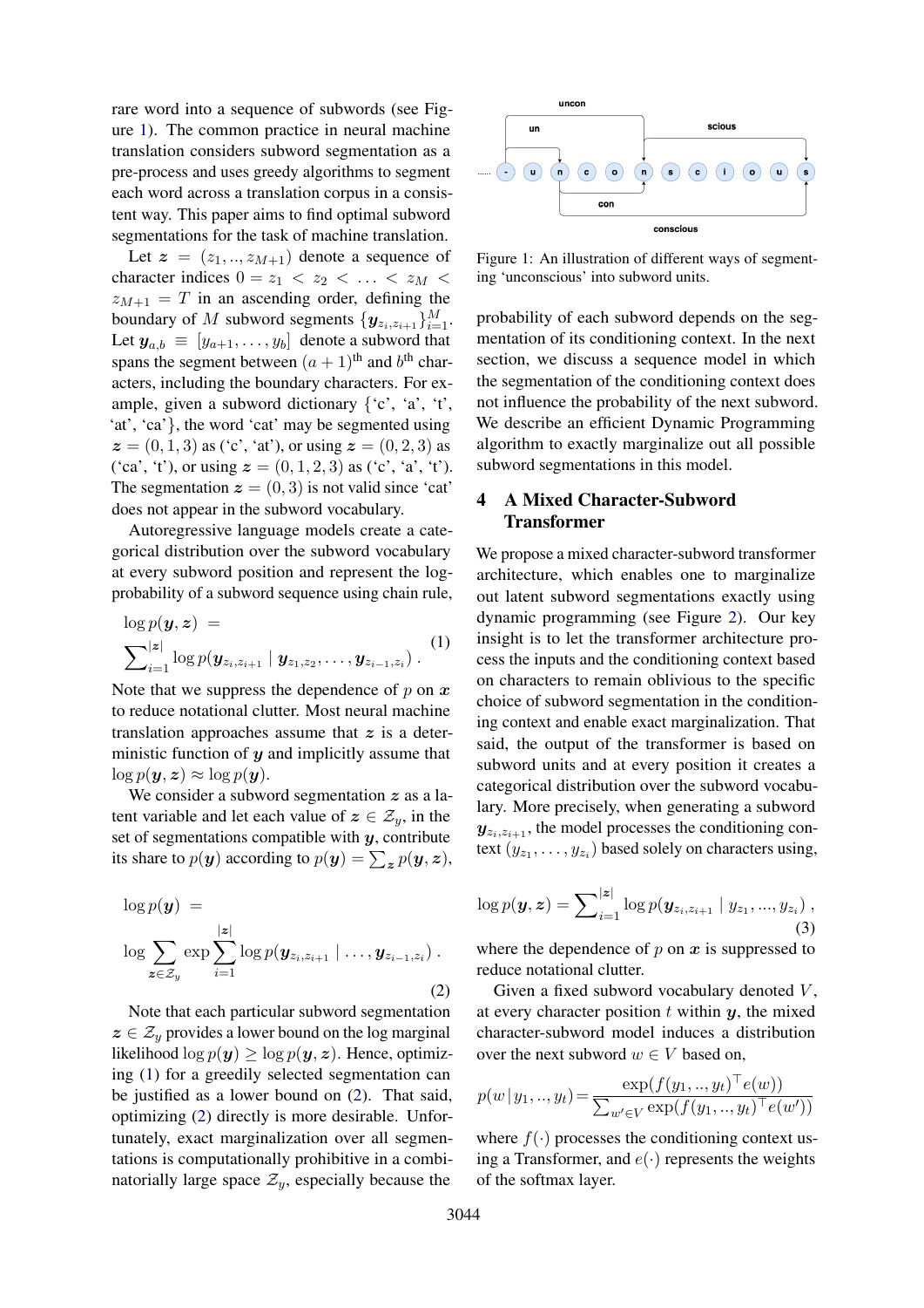rare word into a sequence of subwords (see Figure 1). The common practice in neural machine translation considers subword segmentation as a pre-process and uses greedy algorithms to segment each word across a translation corpus in a consistent way. This paper aims to find optimal subword segmentations for the task of machine translation.

Let $\boldsymbol{z} = (z_1, .., z_{M+1})$ denote a sequence of character indices $0 = z_1 < z_2 < \ldots < z_M < z_{M+1} = T$ in an ascending order, defining the boundary of $M$ subword segments $\{\boldsymbol{y}_{z_i, z_{i+1}}\}_{i=1}^{M}$. Let $\boldsymbol{y}_{a,b} \equiv [y_{a+1}, \ldots, y_b]$ denote a subword that spans the segment between $(a+1)^{\text{th}}$ and $b^{\text{th}}$ characters, including the boundary characters. For example, given a subword dictionary {'c', 'a', 't', 'at', 'ca'}, the word 'cat' may be segmented using $\boldsymbol{z} = (0, 1, 3)$ as ('c', 'at'), or using $\boldsymbol{z} = (0, 2, 3)$ as ('ca', 't'), or using $\boldsymbol{z} = (0, 1, 2, 3)$ as ('c', 'a', 't'). The segmentation $\boldsymbol{z} = (0, 3)$ is not valid since 'cat' does not appear in the subword vocabulary.

Autoregressive language models create a categorical distribution over the subword vocabulary at every subword position and represent the log-probability of a subword sequence using chain rule,

$$\log p(\boldsymbol{y}, \boldsymbol{z}) = \sum\nolimits_{i=1}^{|\boldsymbol{z}|} \log p(\boldsymbol{y}_{z_i, z_{i+1}} \mid \boldsymbol{y}_{z_1, z_2}, \ldots, \boldsymbol{y}_{z_{i-1}, z_i}) \,. \tag{1}$$

Note that we suppress the dependence of $p$ on $\boldsymbol{x}$ to reduce notational clutter. Most neural machine translation approaches assume that $\boldsymbol{z}$ is a deterministic function of $\boldsymbol{y}$ and implicitly assume that $\log p(\boldsymbol{y}, \boldsymbol{z}) \approx \log p(\boldsymbol{y})$.

We consider a subword segmentation $\boldsymbol{z}$ as a latent variable and let each value of $\boldsymbol{z} \in \mathcal{Z}_y$, in the set of segmentations compatible with $\boldsymbol{y}$, contribute its share to $p(\boldsymbol{y})$ according to $p(\boldsymbol{y}) = \sum_{\boldsymbol{z}} p(\boldsymbol{y}, \boldsymbol{z})$,

$$\log p(\boldsymbol{y}) = \log \sum_{\boldsymbol{z} \in \mathcal{Z}_y} \exp \sum_{i=1}^{|\boldsymbol{z}|} \log p(\boldsymbol{y}_{z_i, z_{i+1}} \mid \ldots, \boldsymbol{y}_{z_{i-1}, z_i}) \,. \tag{2}$$

Note that each particular subword segmentation $\boldsymbol{z} \in \mathcal{Z}_y$ provides a lower bound on the log marginal likelihood $\log p(\boldsymbol{y}) \geq \log p(\boldsymbol{y}, \boldsymbol{z})$. Hence, optimizing (1) for a greedily selected segmentation can be justified as a lower bound on (2). That said, optimizing (2) directly is more desirable. Unfortunately, exact marginalization over all segmentations is computationally prohibitive in a combinatorially large space $\mathcal{Z}_y$, especially because the probability of each subword depends on the segmentation of its conditioning context. In the next section, we discuss a sequence model in which the segmentation of the conditioning context does not influence the probability of the next subword. We describe an efficient Dynamic Programming algorithm to exactly marginalize out all possible subword segmentations in this model.

unconun
un
scious
...... - u n c o n s c i o u s
con
conscious

Figure 1: An illustration of different ways of segmenting 'unconscious' into subword units.

## 4 A Mixed Character-Subword Transformer

We propose a mixed character-subword transformer architecture, which enables one to marginalize out latent subword segmentations exactly using dynamic programming (see Figure 2). Our key insight is to let the transformer architecture process the inputs and the conditioning context based on characters to remain oblivious to the specific choice of subword segmentation in the conditioning context and enable exact marginalization. That said, the output of the transformer is based on subword units and at every position it creates a categorical distribution over the subword vocabulary. More precisely, when generating a subword $\boldsymbol{y}_{z_i, z_{i+1}}$, the model processes the conditioning context $(y_{z_1}, \ldots, y_{z_i})$ based solely on characters using,

$$\log p(\boldsymbol{y}, \boldsymbol{z}) = \sum\nolimits_{i=1}^{|\boldsymbol{z}|} \log p(\boldsymbol{y}_{z_i, z_{i+1}} \mid y_{z_1}, ..., y_{z_i}) \,, \tag{3}$$

where the dependence of $p$ on $\boldsymbol{x}$ is suppressed to reduce notational clutter.

Given a fixed subword vocabulary denoted $V$, at every character position $t$ within $\boldsymbol{y}$, the mixed character-subword model induces a distribution over the next subword $w \in V$ based on,

$$p(w \mid y_1, .., y_t) = \frac{\exp(f(y_1, .., y_t)^\top e(w))}{\sum_{w' \in V} \exp(f(y_1, .., y_t)^\top e(w'))}$$

where $f(\cdot)$ processes the conditioning context using a Transformer, and $e(\cdot)$ represents the weights of the softmax layer.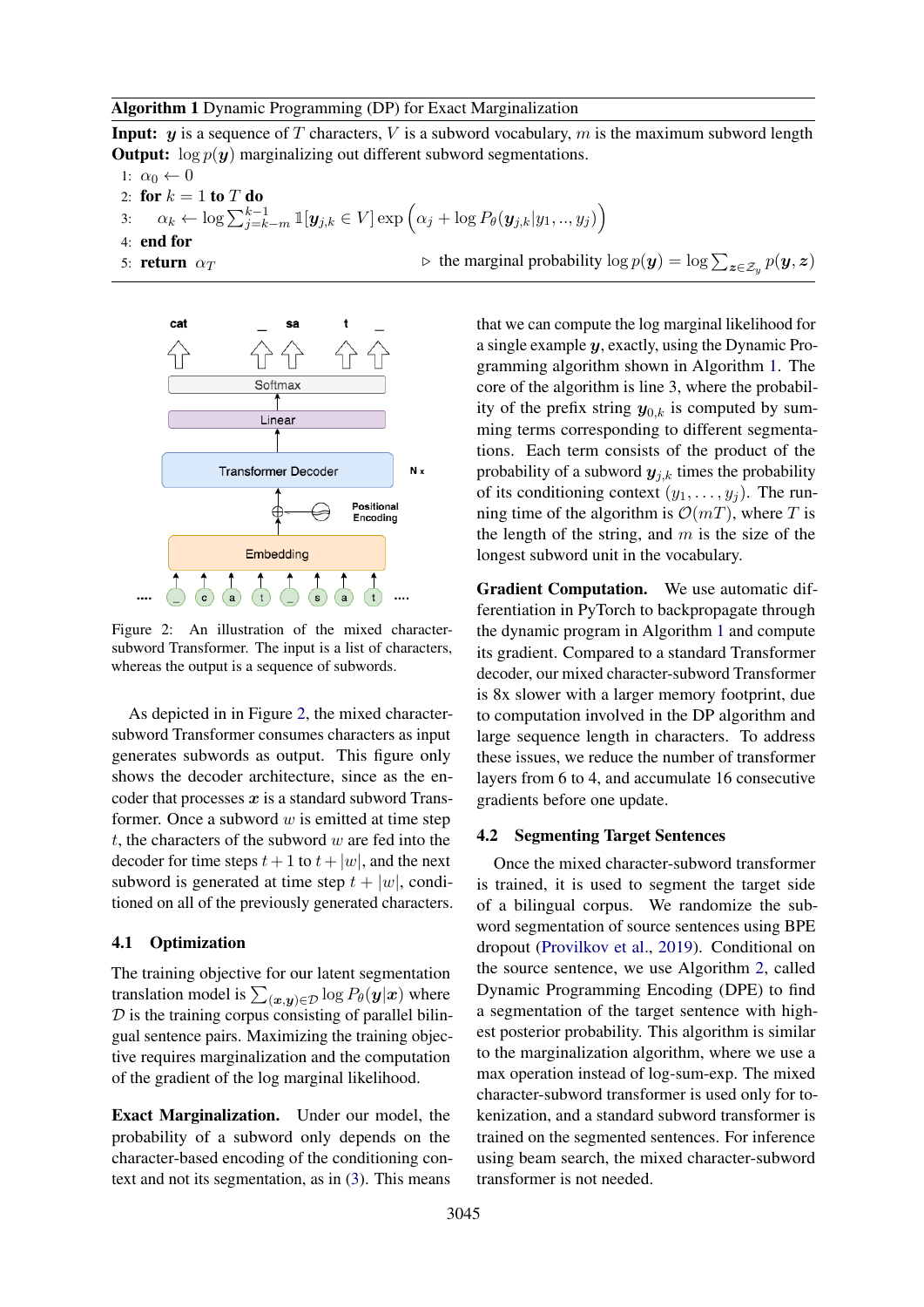**Algorithm 1** Dynamic Programming (DP) for Exact Marginalization

**Input:** $\boldsymbol{y}$ is a sequence of $T$ characters, $V$ is a subword vocabulary, $m$ is the maximum subword length
**Output:** $\log p(\boldsymbol{y})$ marginalizing out different subword segmentations.

1: $\alpha_0 \leftarrow 0$
2: **for** $k = 1$ **to** $T$ **do**
3: $\quad \alpha_k \leftarrow \log \sum_{j=k-m}^{k-1} \mathbb{1}[\boldsymbol{y}_{j,k} \in V] \exp\left(\alpha_j + \log P_\theta(\boldsymbol{y}_{j,k}|y_1, .., y_j)\right)$
4: **end for**
5: **return** $\alpha_T$ $\quad\triangleright$ the marginal probability $\log p(\boldsymbol{y}) = \log \sum_{\boldsymbol{z} \in \mathcal{Z}_y} p(\boldsymbol{y}, \boldsymbol{z})$

cat
_
sa
t
_
Softmax
Linear
Transformer Decoder
N x
Positional Encoding
Embedding
....
_
c
a
t
_
s
a
t
....

Figure 2: An illustration of the mixed character-subword Transformer. The input is a list of characters, whereas the output is a sequence of subwords.

As depicted in in Figure 2, the mixed character-subword Transformer consumes characters as input generates subwords as output. This figure only shows the decoder architecture, since as the encoder that processes $\boldsymbol{x}$ is a standard subword Transformer. Once a subword $w$ is emitted at time step $t$, the characters of the subword $w$ are fed into the decoder for time steps $t+1$ to $t+|w|$, and the next subword is generated at time step $t+|w|$, conditioned on all of the previously generated characters.

### 4.1 Optimization

The training objective for our latent segmentation translation model is $\sum_{(\boldsymbol{x},\boldsymbol{y})\in\mathcal{D}} \log P_\theta(\boldsymbol{y}|\boldsymbol{x})$ where $\mathcal{D}$ is the training corpus consisting of parallel bilingual sentence pairs. Maximizing the training objective requires marginalization and the computation of the gradient of the log marginal likelihood.

**Exact Marginalization.** Under our model, the probability of a subword only depends on the character-based encoding of the conditioning context and not its segmentation, as in (3). This means that we can compute the log marginal likelihood for a single example $\boldsymbol{y}$, exactly, using the Dynamic Programming algorithm shown in Algorithm 1. The core of the algorithm is line 3, where the probability of the prefix string $\boldsymbol{y}_{0,k}$ is computed by summing terms corresponding to different segmentations. Each term consists of the product of the probability of a subword $\boldsymbol{y}_{j,k}$ times the probability of its conditioning context $(y_1, \ldots, y_j)$. The running time of the algorithm is $\mathcal{O}(mT)$, where $T$ is the length of the string, and $m$ is the size of the longest subword unit in the vocabulary.

**Gradient Computation.** We use automatic differentiation in PyTorch to backpropagate through the dynamic program in Algorithm 1 and compute its gradient. Compared to a standard Transformer decoder, our mixed character-subword Transformer is 8x slower with a larger memory footprint, due to computation involved in the DP algorithm and large sequence length in characters. To address these issues, we reduce the number of transformer layers from 6 to 4, and accumulate 16 consecutive gradients before one update.

### 4.2 Segmenting Target Sentences

Once the mixed character-subword transformer is trained, it is used to segment the target side of a bilingual corpus. We randomize the subword segmentation of source sentences using BPE dropout (Provilkov et al., 2019). Conditional on the source sentence, we use Algorithm 2, called Dynamic Programming Encoding (DPE) to find a segmentation of the target sentence with highest posterior probability. This algorithm is similar to the marginalization algorithm, where we use a max operation instead of log-sum-exp. The mixed character-subword transformer is used only for tokenization, and a standard subword transformer is trained on the segmented sentences. For inference using beam search, the mixed character-subword transformer is not needed.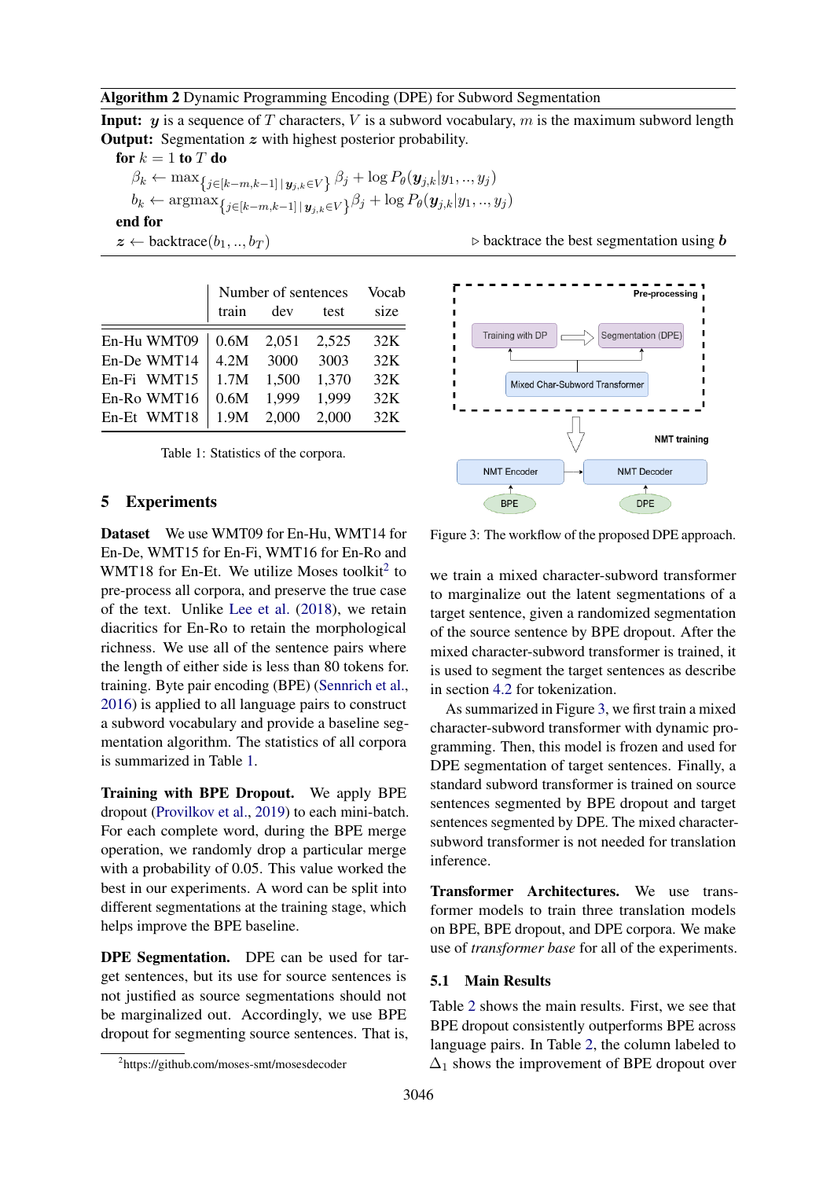**Algorithm 2** Dynamic Programming Encoding (DPE) for Subword Segmentation

**Input:** $\boldsymbol{y}$ is a sequence of $T$ characters, $V$ is a subword vocabulary, $m$ is the maximum subword length
**Output:** Segmentation $\boldsymbol{z}$ with highest posterior probability.

**for** $k = 1$ **to** $T$ **do**

$\beta_k \leftarrow \max_{\{j \in [k-m, k-1] \,|\, \boldsymbol{y}_{j,k} \in V\}} \beta_j + \log P_\theta(\boldsymbol{y}_{j,k} | y_1, .., y_j)$

$b_k \leftarrow \text{argmax}_{\{j \in [k-m, k-1] \,|\, \boldsymbol{y}_{j,k} \in V\}} \beta_j + \log P_\theta(\boldsymbol{y}_{j,k} | y_1, .., y_j)$

**end for**

$\boldsymbol{z} \leftarrow \text{backtrace}(b_1, .., b_T)$ ▷ backtrace the best segmentation using $\boldsymbol{b}$

| | Number of sentences train | dev | test | Vocab size |
|---|---|---|---|---|
| En-Hu WMT09 | 0.6M | 2,051 | 2,525 | 32K |
| En-De WMT14 | 4.2M | 3000 | 3003 | 32K |
| En-Fi WMT15 | 1.7M | 1,500 | 1,370 | 32K |
| En-Ro WMT16 | 0.6M | 1,999 | 1,999 | 32K |
| En-Et WMT18 | 1.9M | 2,000 | 2,000 | 32K |

Table 1: Statistics of the corpora.

## 5 Experiments

**Dataset** We use WMT09 for En-Hu, WMT14 for En-De, WMT15 for En-Fi, WMT16 for En-Ro and WMT18 for En-Et. We utilize Moses toolkit[2] to pre-process all corpora, and preserve the true case of the text. Unlike Lee et al. (2018), we retain diacritics for En-Ro to retain the morphological richness. We use all of the sentence pairs where the length of either side is less than 80 tokens for. training. Byte pair encoding (BPE) (Sennrich et al., 2016) is applied to all language pairs to construct a subword vocabulary and provide a baseline segmentation algorithm. The statistics of all corpora is summarized in Table 1.

**Training with BPE Dropout.** We apply BPE dropout (Provilkov et al., 2019) to each mini-batch. For each complete word, during the BPE merge operation, we randomly drop a particular merge with a probability of 0.05. This value worked the best in our experiments. A word can be split into different segmentations at the training stage, which helps improve the BPE baseline.

**DPE Segmentation.** DPE can be used for target sentences, but its use for source sentences is not justified as source segmentations should not be marginalized out. Accordingly, we use BPE dropout for segmenting source sentences. That is, we train a mixed character-subword transformer to marginalize out the latent segmentations of a target sentence, given a randomized segmentation of the source sentence by BPE dropout. After the mixed character-subword transformer is trained, it is used to segment the target sentences as describe in section 4.2 for tokenization.

Figure 3: The workflow of the proposed DPE approach.

As summarized in Figure 3, we first train a mixed character-subword transformer with dynamic programming. Then, this model is frozen and used for DPE segmentation of target sentences. Finally, a standard subword transformer is trained on source sentences segmented by BPE dropout and target sentences segmented by DPE. The mixed character-subword transformer is not needed for translation inference.

**Transformer Architectures.** We use transformer models to train three translation models on BPE, BPE dropout, and DPE corpora. We make use of *transformer base* for all of the experiments.

### 5.1 Main Results

Table 2 shows the main results. First, we see that BPE dropout consistently outperforms BPE across language pairs. In Table 2, the column labeled to $\Delta_1$ shows the improvement of BPE dropout over

[2] https://github.com/moses-smt/mosesdecoder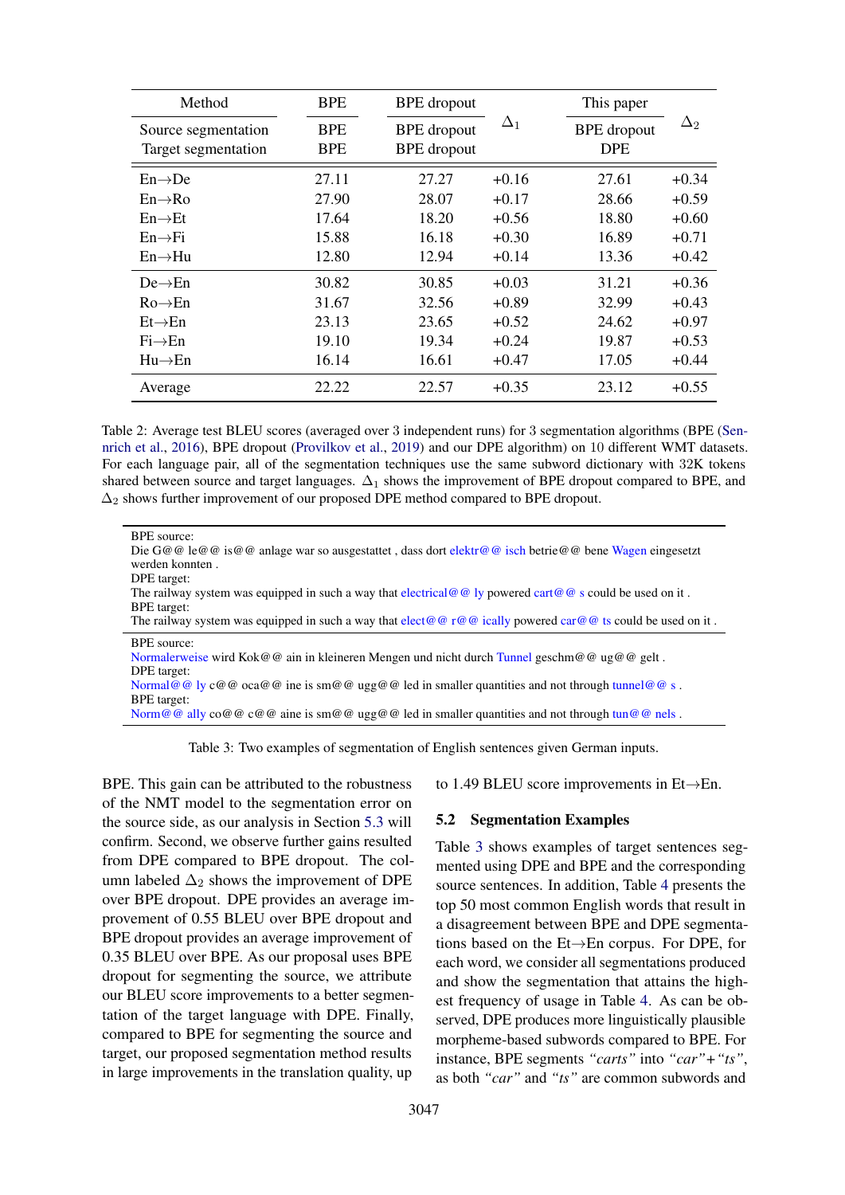| Method | BPE | BPE dropout | $\Delta_1$ | This paper | $\Delta_2$ |
|---|---|---|---|---|---|
| Source segmentation / Target segmentation | BPE / BPE | BPE dropout / BPE dropout | | BPE dropout / DPE | |
| En→De | 27.11 | 27.27 | +0.16 | 27.61 | +0.34 |
| En→Ro | 27.90 | 28.07 | +0.17 | 28.66 | +0.59 |
| En→Et | 17.64 | 18.20 | +0.56 | 18.80 | +0.60 |
| En→Fi | 15.88 | 16.18 | +0.30 | 16.89 | +0.71 |
| En→Hu | 12.80 | 12.94 | +0.14 | 13.36 | +0.42 |
| De→En | 30.82 | 30.85 | +0.03 | 31.21 | +0.36 |
| Ro→En | 31.67 | 32.56 | +0.89 | 32.99 | +0.43 |
| Et→En | 23.13 | 23.65 | +0.52 | 24.62 | +0.97 |
| Fi→En | 19.10 | 19.34 | +0.24 | 19.87 | +0.53 |
| Hu→En | 16.14 | 16.61 | +0.47 | 17.05 | +0.44 |
| Average | 22.22 | 22.57 | +0.35 | 23.12 | +0.55 |

Table 2: Average test BLEU scores (averaged over 3 independent runs) for 3 segmentation algorithms (BPE (Sennrich et al., 2016), BPE dropout (Provilkov et al., 2019) and our DPE algorithm) on 10 different WMT datasets. For each language pair, all of the segmentation techniques use the same subword dictionary with 32K tokens shared between source and target languages. $\Delta_1$ shows the improvement of BPE dropout compared to BPE, and $\Delta_2$ shows further improvement of our proposed DPE method compared to BPE dropout.

| |
|---|
| BPE source:<br>Die G@@ le@@ is@@ anlage war so ausgestattet , dass dort elektr@@ isch betrie@@ bene Wagen eingesetzt werden konnten .<br>DPE target:<br>The railway system was equipped in such a way that electrical@@ ly powered cart@@ s could be used on it .<br>BPE target:<br>The railway system was equipped in such a way that elect@@ r@@ ically powered car@@ ts could be used on it . |
| BPE source:<br>Normalerweise wird Kok@@ ain in kleineren Mengen und nicht durch Tunnel geschm@@ ug@@ gelt .<br>DPE target:<br>Normal@@ ly c@@ oca@@ ine is sm@@ ugg@@ led in smaller quantities and not through tunnel@@ s .<br>BPE target:<br>Norm@@ ally co@@ c@@ aine is sm@@ ugg@@ led in smaller quantities and not through tun@@ nels . |

Table 3: Two examples of segmentation of English sentences given German inputs.

BPE. This gain can be attributed to the robustness of the NMT model to the segmentation error on the source side, as our analysis in Section 5.3 will confirm. Second, we observe further gains resulted from DPE compared to BPE dropout. The column labeled $\Delta_2$ shows the improvement of DPE over BPE dropout. DPE provides an average improvement of 0.55 BLEU over BPE dropout and BPE dropout provides an average improvement of 0.35 BLEU over BPE. As our proposal uses BPE dropout for segmenting the source, we attribute our BLEU score improvements to a better segmentation of the target language with DPE. Finally, compared to BPE for segmenting the source and target, our proposed segmentation method results in large improvements in the translation quality, up to 1.49 BLEU score improvements in Et→En.

## 5.2 Segmentation Examples

Table 3 shows examples of target sentences segmented using DPE and BPE and the corresponding source sentences. In addition, Table 4 presents the top 50 most common English words that result in a disagreement between BPE and DPE segmentations based on the Et→En corpus. For DPE, for each word, we consider all segmentations produced and show the segmentation that attains the highest frequency of usage in Table 4. As can be observed, DPE produces more linguistically plausible morpheme-based subwords compared to BPE. For instance, BPE segments *"carts"* into *"car"*+*"ts"*, as both *"car"* and *"ts"* are common subwords and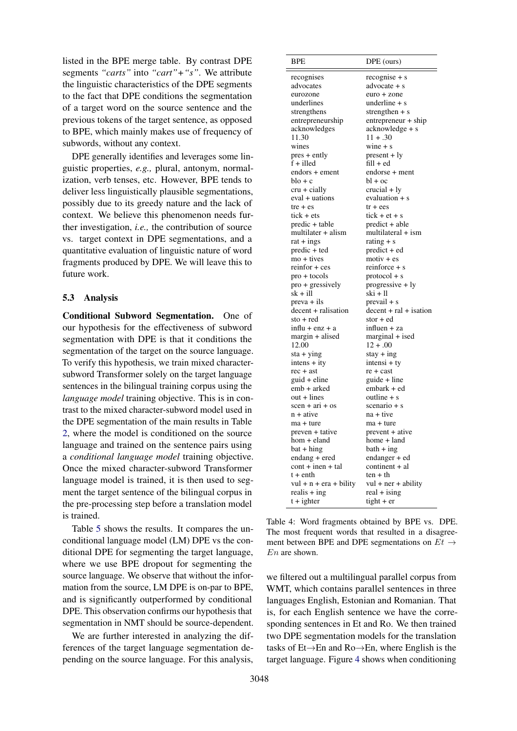listed in the BPE merge table. By contrast DPE segments *"carts"* into *"cart"*+*"s"*. We attribute the linguistic characteristics of the DPE segments to the fact that DPE conditions the segmentation of a target word on the source sentence and the previous tokens of the target sentence, as opposed to BPE, which mainly makes use of frequency of subwords, without any context.

DPE generally identifies and leverages some linguistic properties, *e.g.,* plural, antonym, normalization, verb tenses, etc. However, BPE tends to deliver less linguistically plausible segmentations, possibly due to its greedy nature and the lack of context. We believe this phenomenon needs further investigation, *i.e.,* the contribution of source vs. target context in DPE segmentations, and a quantitative evaluation of linguistic nature of word fragments produced by DPE. We will leave this to future work.

### 5.3 Analysis

**Conditional Subword Segmentation.** One of our hypothesis for the effectiveness of subword segmentation with DPE is that it conditions the segmentation of the target on the source language. To verify this hypothesis, we train mixed character-subword Transformer solely on the target language sentences in the bilingual training corpus using the *language model* training objective. This is in contrast to the mixed character-subword model used in the DPE segmentation of the main results in Table 2, where the model is conditioned on the source language and trained on the sentence pairs using a *conditional language model* training objective. Once the mixed character-subword Transformer language model is trained, it is then used to segment the target sentence of the bilingual corpus in the pre-processing step before a translation model is trained.

Table 5 shows the results. It compares the unconditional language model (LM) DPE vs the conditional DPE for segmenting the target language, where we use BPE dropout for segmenting the source language. We observe that without the information from the source, LM DPE is on-par to BPE, and is significantly outperformed by conditional DPE. This observation confirms our hypothesis that segmentation in NMT should be source-dependent.

We are further interested in analyzing the differences of the target language segmentation depending on the source language. For this analysis,

| BPE | DPE (ours) |
|---|---|
| recognises | recognise + s |
| advocates | advocate + s |
| eurozone | euro + zone |
| underlines | underline + s |
| strengthens | strengthen + s |
| entrepreneurship | entrepreneur + ship |
| acknowledges | acknowledge + s |
| 11.30 | 11 + .30 |
| wines | wine + s |
| pres + ently | present + ly |
| f + illed | fill + ed |
| endors + ement | endorse + ment |
| blo + c | bl + oc |
| cru + cially | crucial + ly |
| eval + uations | evaluation + s |
| tre + es | tr + ees |
| tick + ets | tick + et + s |
| predic + table | predict + able |
| multilater + alism | multilateral + ism |
| rat + ings | rating + s |
| predic + ted | predict + ed |
| mo + tives | motiv + es |
| reinfor + ces | reinforce + s |
| pro + tocols | protocol + s |
| pro + gressively | progressive + ly |
| sk + ill | ski + ll |
| preva + ils | prevail + s |
| decent + ralisation | decent + ral + isation |
| sto + red | stor + ed |
| influ + enz + a | influen + za |
| margin + alised | marginal + ised |
| 12.00 | 12 + .00 |
| sta + ying | stay + ing |
| intens + ity | intensi + ty |
| rec + ast | re + cast |
| guid + eline | guide + line |
| emb + arked | embark + ed |
| out + lines | outline + s |
| scen + ari + os | scenario + s |
| n + ative | na + tive |
| ma + ture | ma + ture |
| preven + tative | prevent + ative |
| hom + eland | home + land |
| bat + hing | bath + ing |
| endang + ered | endanger + ed |
| cont + inen + tal | continent + al |
| t + enth | ten + th |
| vul + n + era + bility | vul + ner + ability |
| realis + ing | real + ising |
| t + ighter | tight + er |

Table 4: Word fragments obtained by BPE vs. DPE. The most frequent words that resulted in a disagreement between BPE and DPE segmentations on $Et \rightarrow En$ are shown.

we filtered out a multilingual parallel corpus from WMT, which contains parallel sentences in three languages English, Estonian and Romanian. That is, for each English sentence we have the corresponding sentences in Et and Ro. We then trained two DPE segmentation models for the translation tasks of Et→En and Ro→En, where English is the target language. Figure 4 shows when conditioning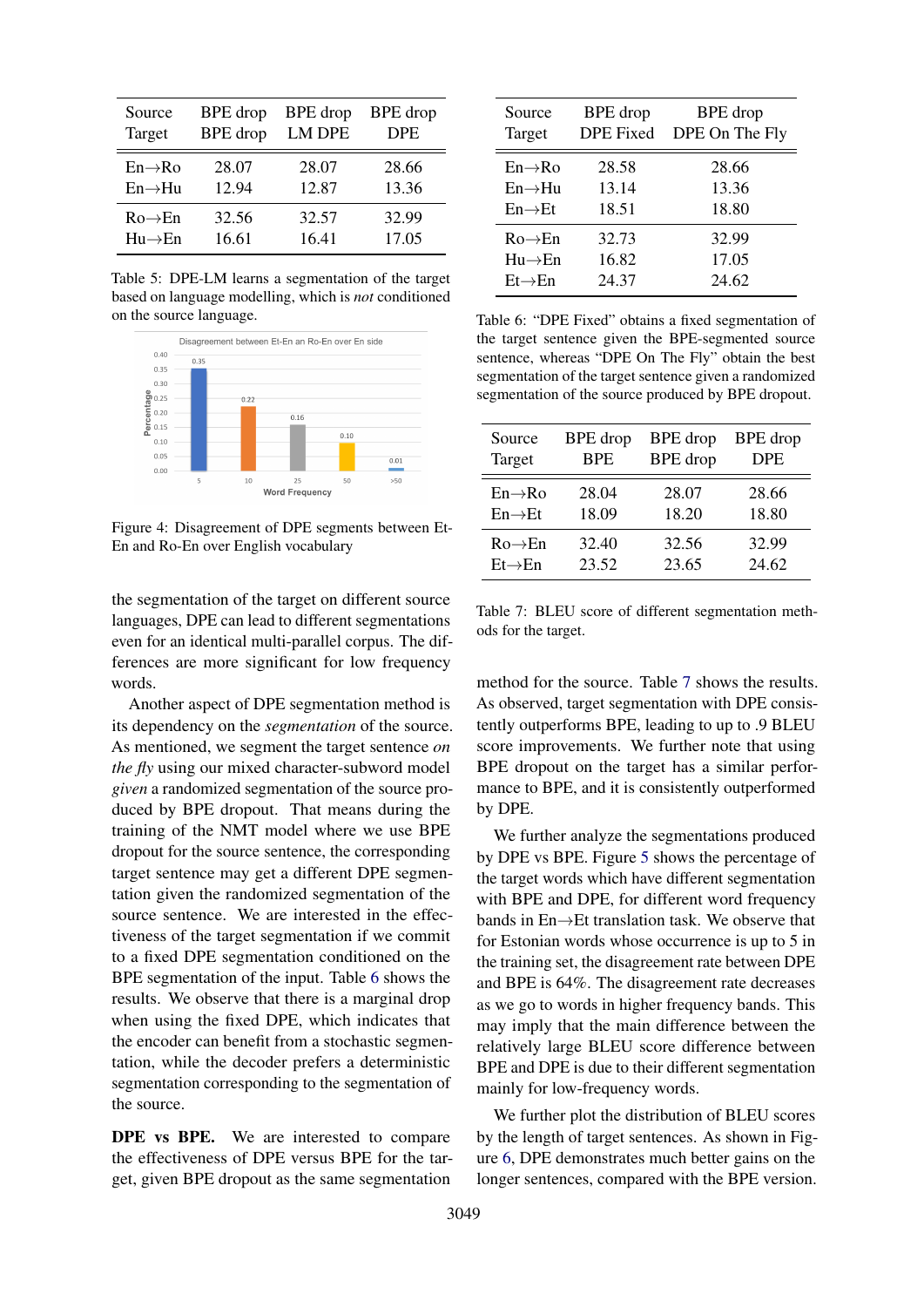| Source<br>Target | BPE drop<br>BPE drop | BPE drop<br>LM DPE | BPE drop<br>DPE |
|---|---|---|---|
| En→Ro | 28.07 | 28.07 | 28.66 |
| En→Hu | 12.94 | 12.87 | 13.36 |
| Ro→En | 32.56 | 32.57 | 32.99 |
| Hu→En | 16.61 | 16.41 | 17.05 |

Table 5: DPE-LM learns a segmentation of the target based on language modelling, which is *not* conditioned on the source language.

Disagreement between Et-En an Ro-En over En side

Percentage

0.40
0.35
0.30
0.25
0.20
0.15
0.10
0.05
0.00

0.35
0.22
0.16
0.10
0.01

5
10
25
50
>50

Word Frequency

Figure 4: Disagreement of DPE segments between Et-En and Ro-En over English vocabulary

the segmentation of the target on different source languages, DPE can lead to different segmentations even for an identical multi-parallel corpus. The differences are more significant for low frequency words.

Another aspect of DPE segmentation method is its dependency on the *segmentation* of the source. As mentioned, we segment the target sentence *on the fly* using our mixed character-subword model *given* a randomized segmentation of the source produced by BPE dropout. That means during the training of the NMT model where we use BPE dropout for the source sentence, the corresponding target sentence may get a different DPE segmentation given the randomized segmentation of the source sentence. We are interested in the effectiveness of the target segmentation if we commit to a fixed DPE segmentation conditioned on the BPE segmentation of the input. Table 6 shows the results. We observe that there is a marginal drop when using the fixed DPE, which indicates that the encoder can benefit from a stochastic segmentation, while the decoder prefers a deterministic segmentation corresponding to the segmentation of the source.

| Source<br>Target | BPE drop<br>DPE Fixed | BPE drop<br>DPE On The Fly |
|---|---|---|
| En→Ro | 28.58 | 28.66 |
| En→Hu | 13.14 | 13.36 |
| En→Et | 18.51 | 18.80 |
| Ro→En | 32.73 | 32.99 |
| Hu→En | 16.82 | 17.05 |
| Et→En | 24.37 | 24.62 |

Table 6: "DPE Fixed" obtains a fixed segmentation of the target sentence given the BPE-segmented source sentence, whereas "DPE On The Fly" obtain the best segmentation of the target sentence given a randomized segmentation of the source produced by BPE dropout.

| Source<br>Target | BPE drop<br>BPE | BPE drop<br>BPE drop | BPE drop<br>DPE |
|---|---|---|---|
| En→Ro | 28.04 | 28.07 | 28.66 |
| En→Et | 18.09 | 18.20 | 18.80 |
| Ro→En | 32.40 | 32.56 | 32.99 |
| Et→En | 23.52 | 23.65 | 24.62 |

Table 7: BLEU score of different segmentation methods for the target.

**DPE vs BPE.** We are interested to compare the effectiveness of DPE versus BPE for the target, given BPE dropout as the same segmentation method for the source. Table 7 shows the results. As observed, target segmentation with DPE consistently outperforms BPE, leading to up to .9 BLEU score improvements. We further note that using BPE dropout on the target has a similar performance to BPE, and it is consistently outperformed by DPE.

We further analyze the segmentations produced by DPE vs BPE. Figure 5 shows the percentage of the target words which have different segmentation with BPE and DPE, for different word frequency bands in En→Et translation task. We observe that for Estonian words whose occurrence is up to 5 in the training set, the disagreement rate between DPE and BPE is 64%. The disagreement rate decreases as we go to words in higher frequency bands. This may imply that the main difference between the relatively large BLEU score difference between BPE and DPE is due to their different segmentation mainly for low-frequency words.

We further plot the distribution of BLEU scores by the length of target sentences. As shown in Figure 6, DPE demonstrates much better gains on the longer sentences, compared with the BPE version.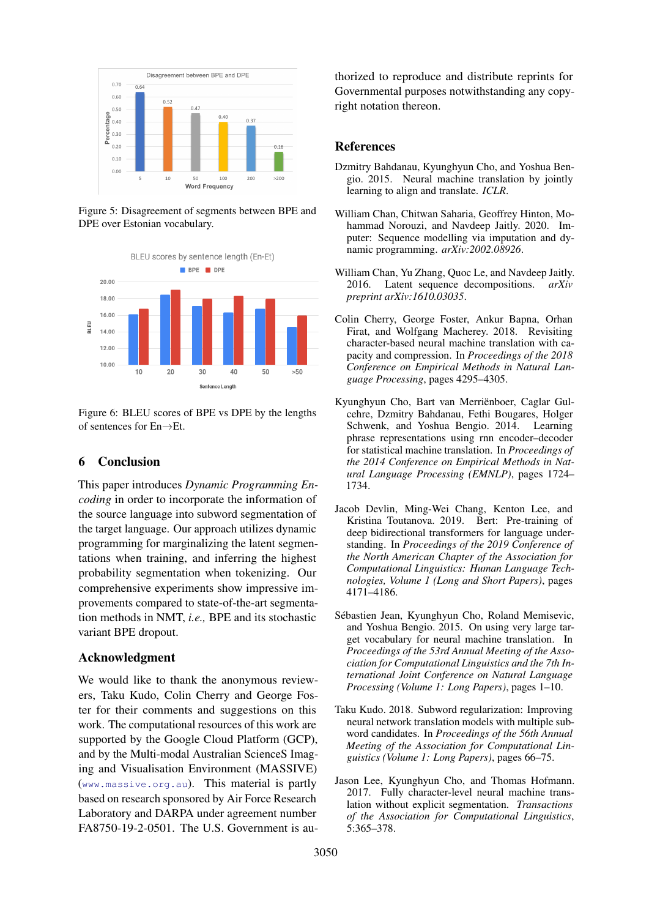Disagreement between BPE and DPE

Percentage

0.70
0.60
0.50
0.40
0.30
0.20
0.10
0.00

0.64
0.52
0.47
0.40
0.37
0.16

5
10
50
100
200
>200

Word Frequency

Figure 5: Disagreement of segments between BPE and DPE over Estonian vocabulary.

BLEU scores by sentence length (En-Et)

BPE DPE

BLEU

20.00
18.00
16.00
14.00
12.00
10.00

10
20
30
40
50
>50

Sentence Length

Figure 6: BLEU scores of BPE vs DPE by the lengths of sentences for En→Et.

## 6 Conclusion

This paper introduces *Dynamic Programming Encoding* in order to incorporate the information of the source language into subword segmentation of the target language. Our approach utilizes dynamic programming for marginalizing the latent segmentations when training, and inferring the highest probability segmentation when tokenizing. Our comprehensive experiments show impressive improvements compared to state-of-the-art segmentation methods in NMT, *i.e.,* BPE and its stochastic variant BPE dropout.

## Acknowledgment

We would like to thank the anonymous reviewers, Taku Kudo, Colin Cherry and George Foster for their comments and suggestions on this work. The computational resources of this work are supported by the Google Cloud Platform (GCP), and by the Multi-modal Australian ScienceS Imaging and Visualisation Environment (MASSIVE) (www.massive.org.au). This material is partly based on research sponsored by Air Force Research Laboratory and DARPA under agreement number FA8750-19-2-0501. The U.S. Government is authorized to reproduce and distribute reprints for Governmental purposes notwithstanding any copyright notation thereon.

## References

Dzmitry Bahdanau, Kyunghyun Cho, and Yoshua Bengio. 2015. Neural machine translation by jointly learning to align and translate. *ICLR*.

William Chan, Chitwan Saharia, Geoffrey Hinton, Mohammad Norouzi, and Navdeep Jaitly. 2020. Imputer: Sequence modelling via imputation and dynamic programming. *arXiv:2002.08926*.

William Chan, Yu Zhang, Quoc Le, and Navdeep Jaitly. 2016. Latent sequence decompositions. *arXiv preprint arXiv:1610.03035*.

Colin Cherry, George Foster, Ankur Bapna, Orhan Firat, and Wolfgang Macherey. 2018. Revisiting character-based neural machine translation with capacity and compression. In *Proceedings of the 2018 Conference on Empirical Methods in Natural Language Processing*, pages 4295–4305.

Kyunghyun Cho, Bart van Merriënboer, Caglar Gulcehre, Dzmitry Bahdanau, Fethi Bougares, Holger Schwenk, and Yoshua Bengio. 2014. Learning phrase representations using rnn encoder–decoder for statistical machine translation. In *Proceedings of the 2014 Conference on Empirical Methods in Natural Language Processing (EMNLP)*, pages 1724–1734.

Jacob Devlin, Ming-Wei Chang, Kenton Lee, and Kristina Toutanova. 2019. Bert: Pre-training of deep bidirectional transformers for language understanding. In *Proceedings of the 2019 Conference of the North American Chapter of the Association for Computational Linguistics: Human Language Technologies, Volume 1 (Long and Short Papers)*, pages 4171–4186.

Sébastien Jean, Kyunghyun Cho, Roland Memisevic, and Yoshua Bengio. 2015. On using very large target vocabulary for neural machine translation. In *Proceedings of the 53rd Annual Meeting of the Association for Computational Linguistics and the 7th International Joint Conference on Natural Language Processing (Volume 1: Long Papers)*, pages 1–10.

Taku Kudo. 2018. Subword regularization: Improving neural network translation models with multiple subword candidates. In *Proceedings of the 56th Annual Meeting of the Association for Computational Linguistics (Volume 1: Long Papers)*, pages 66–75.

Jason Lee, Kyunghyun Cho, and Thomas Hofmann. 2017. Fully character-level neural machine translation without explicit segmentation. *Transactions of the Association for Computational Linguistics*, 5:365–378.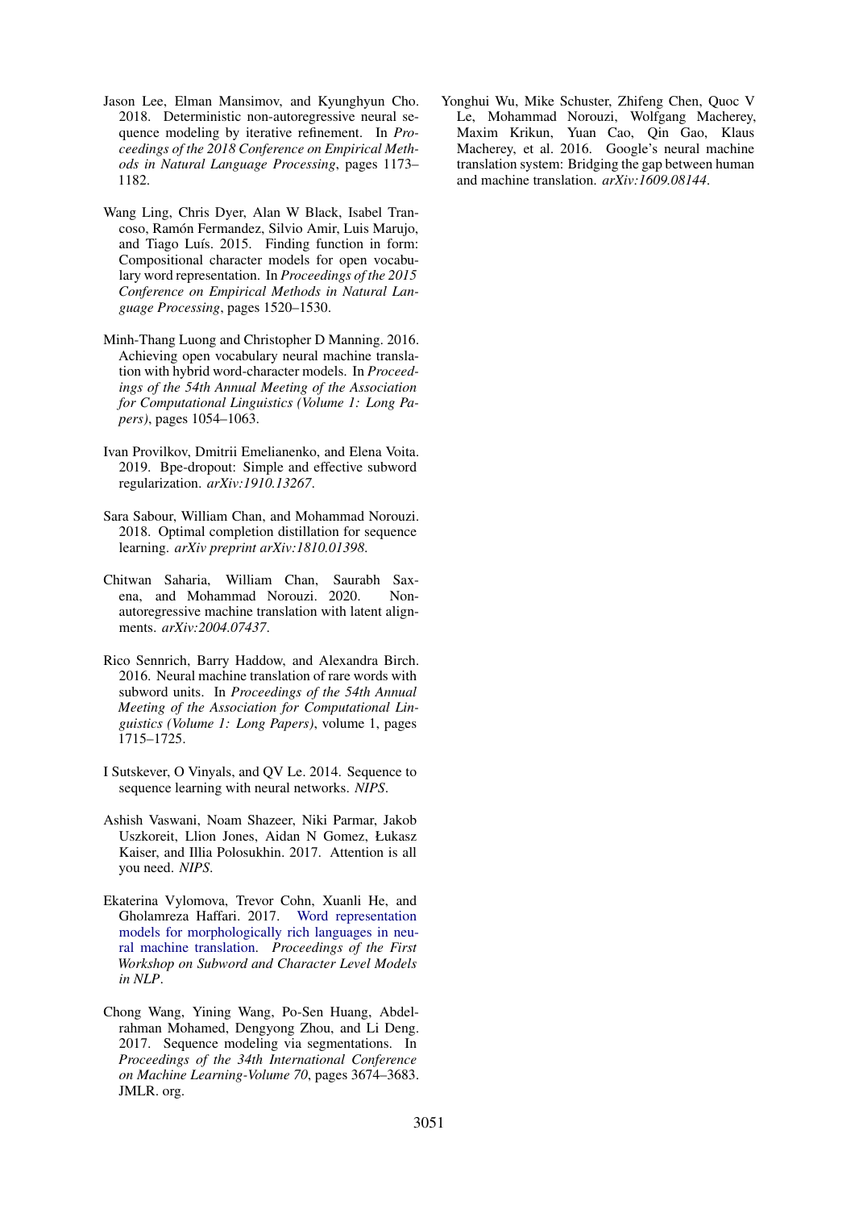Jason Lee, Elman Mansimov, and Kyunghyun Cho. 2018. Deterministic non-autoregressive neural sequence modeling by iterative refinement. In *Proceedings of the 2018 Conference on Empirical Methods in Natural Language Processing*, pages 1173–1182.

Wang Ling, Chris Dyer, Alan W Black, Isabel Trancoso, Ramón Fermandez, Silvio Amir, Luis Marujo, and Tiago Luís. 2015. Finding function in form: Compositional character models for open vocabulary word representation. In *Proceedings of the 2015 Conference on Empirical Methods in Natural Language Processing*, pages 1520–1530.

Minh-Thang Luong and Christopher D Manning. 2016. Achieving open vocabulary neural machine translation with hybrid word-character models. In *Proceedings of the 54th Annual Meeting of the Association for Computational Linguistics (Volume 1: Long Papers)*, pages 1054–1063.

Ivan Provilkov, Dmitrii Emelianenko, and Elena Voita. 2019. Bpe-dropout: Simple and effective subword regularization. *arXiv:1910.13267*.

Sara Sabour, William Chan, and Mohammad Norouzi. 2018. Optimal completion distillation for sequence learning. *arXiv preprint arXiv:1810.01398*.

Chitwan Saharia, William Chan, Saurabh Saxena, and Mohammad Norouzi. 2020. Non-autoregressive machine translation with latent alignments. *arXiv:2004.07437*.

Rico Sennrich, Barry Haddow, and Alexandra Birch. 2016. Neural machine translation of rare words with subword units. In *Proceedings of the 54th Annual Meeting of the Association for Computational Linguistics (Volume 1: Long Papers)*, volume 1, pages 1715–1725.

I Sutskever, O Vinyals, and QV Le. 2014. Sequence to sequence learning with neural networks. *NIPS*.

Ashish Vaswani, Noam Shazeer, Niki Parmar, Jakob Uszkoreit, Llion Jones, Aidan N Gomez, Łukasz Kaiser, and Illia Polosukhin. 2017. Attention is all you need. *NIPS*.

Ekaterina Vylomova, Trevor Cohn, Xuanli He, and Gholamreza Haffari. 2017. Word representation models for morphologically rich languages in neural machine translation. *Proceedings of the First Workshop on Subword and Character Level Models in NLP*.

Chong Wang, Yining Wang, Po-Sen Huang, Abdelrahman Mohamed, Dengyong Zhou, and Li Deng. 2017. Sequence modeling via segmentations. In *Proceedings of the 34th International Conference on Machine Learning-Volume 70*, pages 3674–3683. JMLR. org.

Yonghui Wu, Mike Schuster, Zhifeng Chen, Quoc V Le, Mohammad Norouzi, Wolfgang Macherey, Maxim Krikun, Yuan Cao, Qin Gao, Klaus Macherey, et al. 2016. Google's neural machine translation system: Bridging the gap between human and machine translation. *arXiv:1609.08144*.